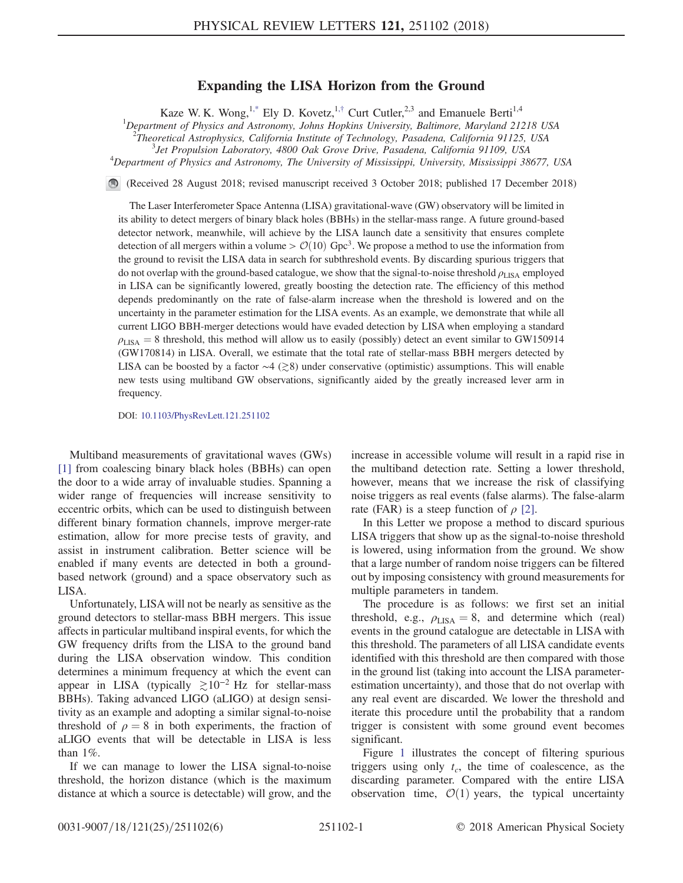# Expanding the LISA Horizon from the Ground

Kaze W. K. Wong,[1,*] Ely D. Kovetz,[1,†] Curt Cutler,[2,3] and Emanuele Berti[1,4]

[1] *Department of Physics and Astronomy, Johns Hopkins University, Baltimore, Maryland 21218 USA*
[2] *Theoretical Astrophysics, California Institute of Technology, Pasadena, California 91125, USA*
[3] *Jet Propulsion Laboratory, 4800 Oak Grove Drive, Pasadena, California 91109, USA*
[4] *Department of Physics and Astronomy, The University of Mississippi, University, Mississippi 38677, USA*

(Received 28 August 2018; revised manuscript received 3 October 2018; published 17 December 2018)

The Laser Interferometer Space Antenna (LISA) gravitational-wave (GW) observatory will be limited in its ability to detect mergers of binary black holes (BBHs) in the stellar-mass range. A future ground-based detector network, meanwhile, will achieve by the LISA launch date a sensitivity that ensures complete detection of all mergers within a volume $> \mathcal{O}(10)$ Gpc$^3$. We propose a method to use the information from the ground to revisit the LISA data in search for subthreshold events. By discarding spurious triggers that do not overlap with the ground-based catalogue, we show that the signal-to-noise threshold $\rho_{\rm LISA}$ employed in LISA can be significantly lowered, greatly boosting the detection rate. The efficiency of this method depends predominantly on the rate of false-alarm increase when the threshold is lowered and on the uncertainty in the parameter estimation for the LISA events. As an example, we demonstrate that while all current LIGO BBH-merger detections would have evaded detection by LISA when employing a standard $\rho_{\rm LISA} = 8$ threshold, this method will allow us to easily (possibly) detect an event similar to GW150914 (GW170814) in LISA. Overall, we estimate that the total rate of stellar-mass BBH mergers detected by LISA can be boosted by a factor $\sim 4$ ($\gtrsim 8$) under conservative (optimistic) assumptions. This will enable new tests using multiband GW observations, significantly aided by the greatly increased lever arm in frequency.

DOI: 10.1103/PhysRevLett.121.251102

Multiband measurements of gravitational waves (GWs) [1] from coalescing binary black holes (BBHs) can open the door to a wide array of invaluable studies. Spanning a wider range of frequencies will increase sensitivity to eccentric orbits, which can be used to distinguish between different binary formation channels, improve merger-rate estimation, allow for more precise tests of gravity, and assist in instrument calibration. Better science will be enabled if many events are detected in both a ground-based network (ground) and a space observatory such as LISA.

Unfortunately, LISA will not be nearly as sensitive as the ground detectors to stellar-mass BBH mergers. This issue affects in particular multiband inspiral events, for which the GW frequency drifts from the LISA to the ground band during the LISA observation window. This condition determines a minimum frequency at which the event can appear in LISA (typically $\gtrsim 10^{-2}$ Hz for stellar-mass BBHs). Taking advanced LIGO (aLIGO) at design sensitivity as an example and adopting a similar signal-to-noise threshold of $\rho = 8$ in both experiments, the fraction of aLIGO events that will be detectable in LISA is less than 1%.

If we can manage to lower the LISA signal-to-noise threshold, the horizon distance (which is the maximum distance at which a source is detectable) will grow, and the increase in accessible volume will result in a rapid rise in the multiband detection rate. Setting a lower threshold, however, means that we increase the risk of classifying noise triggers as real events (false alarms). The false-alarm rate (FAR) is a steep function of $\rho$ [2].

In this Letter we propose a method to discard spurious LISA triggers that show up as the signal-to-noise threshold is lowered, using information from the ground. We show that a large number of random noise triggers can be filtered out by imposing consistency with ground measurements for multiple parameters in tandem.

The procedure is as follows: we first set an initial threshold, e.g., $\rho_{\rm LISA} = 8$, and determine which (real) events in the ground catalogue are detectable in LISA with this threshold. The parameters of all LISA candidate events identified with this threshold are then compared with those in the ground list (taking into account the LISA parameter-estimation uncertainty), and those that do not overlap with any real event are discarded. We lower the threshold and iterate this procedure until the probability that a random trigger is consistent with some ground event becomes significant.

Figure 1 illustrates the concept of filtering spurious triggers using only $t_c$, the time of coalescence, as the discarding parameter. Compared with the entire LISA observation time, $\mathcal{O}(1)$ years, the typical uncertainty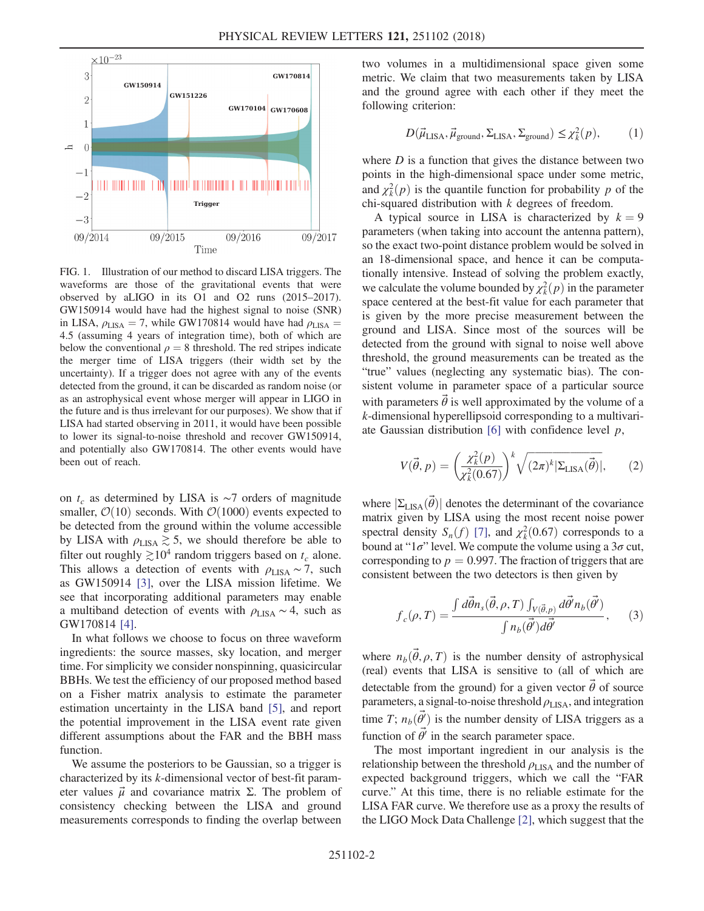FIG. 1. Illustration of our method to discard LISA triggers. The waveforms are those of the gravitational events that were observed by aLIGO in its O1 and O2 runs (2015–2017). GW150914 would have had the highest signal to noise (SNR) in LISA, $\rho_{\rm LISA} = 7$, while GW170814 would have had $\rho_{\rm LISA} = 4.5$ (assuming 4 years of integration time), both of which are below the conventional $\rho = 8$ threshold. The red stripes indicate the merger time of LISA triggers (their width set by the uncertainty). If a trigger does not agree with any of the events detected from the ground, it can be discarded as random noise (or as an astrophysical event whose merger will appear in LIGO in the future and is thus irrelevant for our purposes). We show that if LISA had started observing in 2011, it would have been possible to lower its signal-to-noise threshold and recover GW150914, and potentially also GW170814. The other events would have been out of reach.

on $t_c$ as determined by LISA is ~7 orders of magnitude smaller, $\mathcal{O}(10)$ seconds. With $\mathcal{O}(1000)$ events expected to be detected from the ground within the volume accessible by LISA with $\rho_{\rm LISA} \gtrsim 5$, we should therefore be able to filter out roughly $\gtrsim 10^4$ random triggers based on $t_c$ alone. This allows a detection of events with $\rho_{\rm LISA} \sim 7$, such as GW150914 [3], over the LISA mission lifetime. We see that incorporating additional parameters may enable a multiband detection of events with $\rho_{\rm LISA} \sim 4$, such as GW170814 [4].

In what follows we choose to focus on three waveform ingredients: the source masses, sky location, and merger time. For simplicity we consider nonspinning, quasicircular BBHs. We test the efficiency of our proposed method based on a Fisher matrix analysis to estimate the parameter estimation uncertainty in the LISA band [5], and report the potential improvement in the LISA event rate given different assumptions about the FAR and the BBH mass function.

We assume the posteriors to be Gaussian, so a trigger is characterized by its $k$-dimensional vector of best-fit parameter values $\vec{\mu}$ and covariance matrix $\Sigma$. The problem of consistency checking between the LISA and ground measurements corresponds to finding the overlap between two volumes in a multidimensional space given some metric. We claim that two measurements taken by LISA and the ground agree with each other if they meet the following criterion:

$$D(\vec{\mu}_{\rm LISA}, \vec{\mu}_{\rm ground}, \Sigma_{\rm LISA}, \Sigma_{\rm ground}) \leq \chi^2_k(p), \tag{1}$$

where $D$ is a function that gives the distance between two points in the high-dimensional space under some metric, and $\chi^2_k(p)$ is the quantile function for probability $p$ of the chi-squared distribution with $k$ degrees of freedom.

A typical source in LISA is characterized by $k = 9$ parameters (when taking into account the antenna pattern), so the exact two-point distance problem would be solved in an 18-dimensional space, and hence it can be computationally intensive. Instead of solving the problem exactly, we calculate the volume bounded by $\chi^2_k(p)$ in the parameter space centered at the best-fit value for each parameter that is given by the more precise measurement between the ground and LISA. Since most of the sources will be detected from the ground with signal to noise well above threshold, the ground measurements can be treated as the "true" values (neglecting any systematic bias). The consistent volume in parameter space of a particular source with parameters $\vec{\theta}$ is well approximated by the volume of a $k$-dimensional hyperellipsoid corresponding to a multivariate Gaussian distribution [6] with confidence level $p$,

$$V(\vec{\theta}, p) = \left(\frac{\chi^2_k(p)}{\chi^2_k(0.67)}\right)^k \sqrt{(2\pi)^k |\Sigma_{\rm LISA}(\vec{\theta})|}, \tag{2}$$

where $|\Sigma_{\rm LISA}(\vec{\theta})|$ denotes the determinant of the covariance matrix given by LISA using the most recent noise power spectral density $S_n(f)$ [7], and $\chi^2_k(0.67)$ corresponds to a bound at "1$\sigma$" level. We compute the volume using a 3$\sigma$ cut, corresponding to $p = 0.997$. The fraction of triggers that are consistent between the two detectors is then given by

$$f_c(\rho, T) = \frac{\int d\vec{\theta} n_s(\vec{\theta}, \rho, T) \int_{V(\vec{\theta}, p)} d\vec{\theta}' n_b(\vec{\theta}')}{\int n_b(\vec{\theta}') d\vec{\theta}'}, \tag{3}$$

where $n_b(\vec{\theta}, \rho, T)$ is the number density of astrophysical (real) events that LISA is sensitive to (all of which are detectable from the ground) for a given vector $\vec{\theta}$ of source parameters, a signal-to-noise threshold $\rho_{\rm LISA}$, and integration time $T$; $n_b(\vec{\theta}')$ is the number density of LISA triggers as a function of $\vec{\theta}'$ in the search parameter space.

The most important ingredient in our analysis is the relationship between the threshold $\rho_{\rm LISA}$ and the number of expected background triggers, which we call the "FAR curve." At this time, there is no reliable estimate for the LISA FAR curve. We therefore use as a proxy the results of the LIGO Mock Data Challenge [2], which suggest that the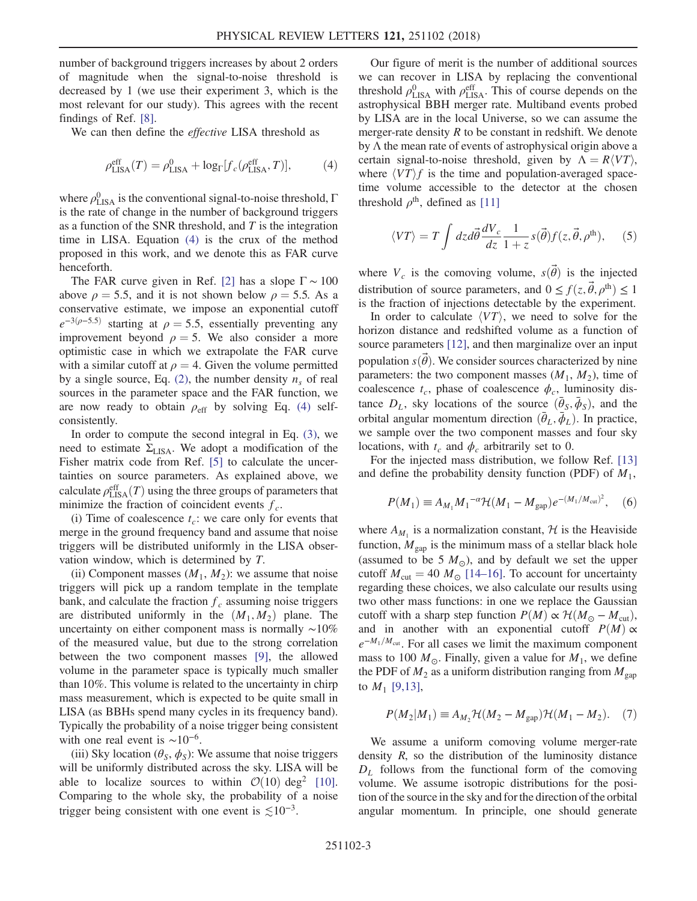number of background triggers increases by about 2 orders of magnitude when the signal-to-noise threshold is decreased by 1 (we use their experiment 3, which is the most relevant for our study). This agrees with the recent findings of Ref. [8].

We can then define the *effective* LISA threshold as

$$\rho^{\rm eff}_{\rm LISA}(T) = \rho^0_{\rm LISA} + \log_\Gamma[f_c(\rho^{\rm eff}_{\rm LISA}, T)], \tag{4}$$

where $\rho^0_{\rm LISA}$ is the conventional signal-to-noise threshold, $\Gamma$ is the rate of change in the number of background triggers as a function of the SNR threshold, and $T$ is the integration time in LISA. Equation (4) is the crux of the method proposed in this work, and we denote this as FAR curve henceforth.

The FAR curve given in Ref. [2] has a slope $\Gamma \sim 100$ above $\rho = 5.5$, and it is not shown below $\rho = 5.5$. As a conservative estimate, we impose an exponential cutoff $e^{-3(\rho-5.5)}$ starting at $\rho = 5.5$, essentially preventing any improvement beyond $\rho = 5$. We also consider a more optimistic case in which we extrapolate the FAR curve with a similar cutoff at $\rho = 4$. Given the volume permitted by a single source, Eq. (2), the number density $n_s$ of real sources in the parameter space and the FAR function, we are now ready to obtain $\rho_{\rm eff}$ by solving Eq. (4) self-consistently.

In order to compute the second integral in Eq. (3), we need to estimate $\Sigma_{\rm LISA}$. We adopt a modification of the Fisher matrix code from Ref. [5] to calculate the uncertainties on source parameters. As explained above, we calculate $\rho^{\rm eff}_{\rm LISA}(T)$ using the three groups of parameters that minimize the fraction of coincident events $f_c$.

(i) Time of coalescence $t_c$: we care only for events that merge in the ground frequency band and assume that noise triggers will be distributed uniformly in the LISA observation window, which is determined by $T$.

(ii) Component masses $(M_1, M_2)$: we assume that noise triggers will pick up a random template in the template bank, and calculate the fraction $f_c$ assuming noise triggers are distributed uniformly in the $(M_1, M_2)$ plane. The uncertainty on either component mass is normally $\sim$10% of the measured value, but due to the strong correlation between the two component masses [9], the allowed volume in the parameter space is typically much smaller than 10%. This volume is related to the uncertainty in chirp mass measurement, which is expected to be quite small in LISA (as BBHs spend many cycles in its frequency band). Typically the probability of a noise trigger being consistent with one real event is $\sim 10^{-6}$.

(iii) Sky location $(\theta_S, \phi_S)$: We assume that noise triggers will be uniformly distributed across the sky. LISA will be able to localize sources to within $\mathcal{O}(10)$ deg$^2$ [10]. Comparing to the whole sky, the probability of a noise trigger being consistent with one event is $\lesssim 10^{-3}$.

Our figure of merit is the number of additional sources we can recover in LISA by replacing the conventional threshold $\rho^0_{\rm LISA}$ with $\rho^{\rm eff}_{\rm LISA}$. This of course depends on the astrophysical BBH merger rate. Multiband events probed by LISA are in the local Universe, so we can assume the merger-rate density $R$ to be constant in redshift. We denote by $\Lambda$ the mean rate of events of astrophysical origin above a certain signal-to-noise threshold, given by $\Lambda = R\langle VT\rangle$, where $\langle VT\rangle f$ is the time and population-averaged space-time volume accessible to the detector at the chosen threshold $\rho^{\rm th}$, defined as [11]

$$\langle VT\rangle = T\int dz d\vec{\theta}\frac{dV_c}{dz}\frac{1}{1+z}s(\vec{\theta})f(z,\vec{\theta},\rho^{\rm th}), \tag{5}$$

where $V_c$ is the comoving volume, $s(\vec{\theta})$ is the injected distribution of source parameters, and $0 \le f(z,\vec{\theta},\rho^{\rm th}) \le 1$ is the fraction of injections detectable by the experiment.

In order to calculate $\langle VT\rangle$, we need to solve for the horizon distance and redshifted volume as a function of source parameters [12], and then marginalize over an input population $s(\vec{\theta})$. We consider sources characterized by nine parameters: the two component masses $(M_1, M_2)$, time of coalescence $t_c$, phase of coalescence $\phi_c$, luminosity distance $D_L$, sky locations of the source $(\bar{\theta}_S, \bar{\phi}_S)$, and the orbital angular momentum direction $(\bar{\theta}_L, \bar{\phi}_L)$. In practice, we sample over the two component masses and four sky locations, with $t_c$ and $\phi_c$ arbitrarily set to 0.

For the injected mass distribution, we follow Ref. [13] and define the probability density function (PDF) of $M_1$,

$$P(M_1) \equiv A_{M_1}M_1^{-\alpha}\mathcal{H}(M_1 - M_{\rm gap})e^{-(M_1/M_{\rm cut})^2}, \tag{6}$$

where $A_{M_1}$ is a normalization constant, $\mathcal{H}$ is the Heaviside function, $M_{\rm gap}$ is the minimum mass of a stellar black hole (assumed to be 5 $M_\odot$), and by default we set the upper cutoff $M_{\rm cut} = 40\ M_\odot$ [14–16]. To account for uncertainty regarding these choices, we also calculate our results using two other mass functions: in one we replace the Gaussian cutoff with a sharp step function $P(M) \propto \mathcal{H}(M_\odot - M_{\rm cut})$, and in another with an exponential cutoff $P(M) \propto e^{-M_1/M_{\rm cut}}$. For all cases we limit the maximum component mass to 100 $M_\odot$. Finally, given a value for $M_1$, we define the PDF of $M_2$ as a uniform distribution ranging from $M_{\rm gap}$ to $M_1$ [9,13],

$$P(M_2|M_1) \equiv A_{M_2}\mathcal{H}(M_2 - M_{\rm gap})\mathcal{H}(M_1 - M_2). \tag{7}$$

We assume a uniform comoving volume merger-rate density $R$, so the distribution of the luminosity distance $D_L$ follows from the functional form of the comoving volume. We assume isotropic distributions for the position of the source in the sky and for the direction of the orbital angular momentum. In principle, one should generate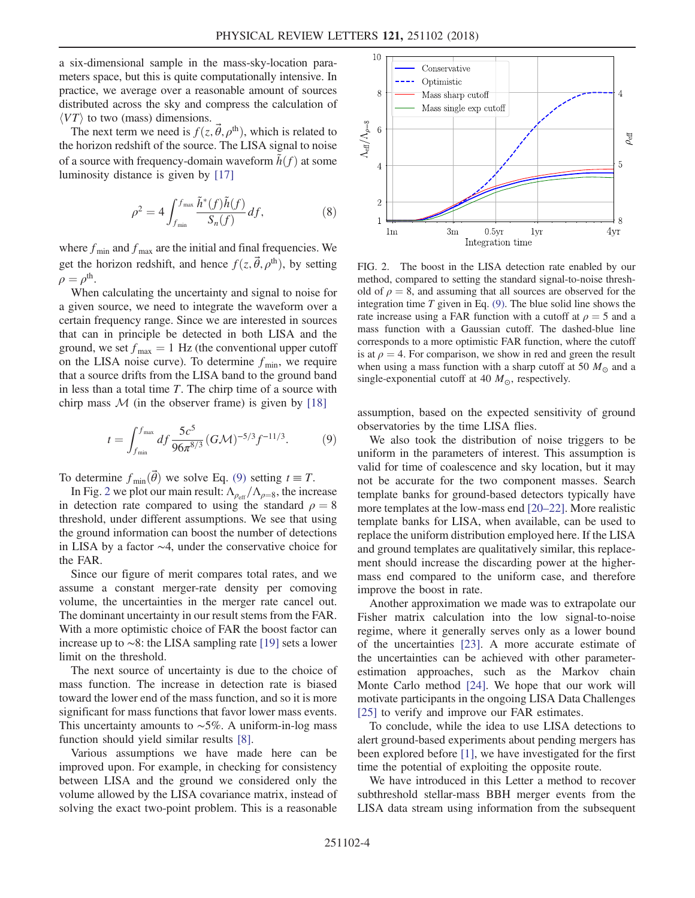a six-dimensional sample in the mass-sky-location parameters space, but this is quite computationally intensive. In practice, we average over a reasonable amount of sources distributed across the sky and compress the calculation of $\langle VT \rangle$ to two (mass) dimensions.

The next term we need is $f(z, \vec{\theta}, \rho^{\rm th})$, which is related to the horizon redshift of the source. The LISA signal to noise of a source with frequency-domain waveform $\tilde{h}(f)$ at some luminosity distance is given by [17]

$$\rho^2 = 4 \int_{f_{\min}}^{f_{\max}} \frac{\tilde{h}^*(f)\tilde{h}(f)}{S_n(f)} df, \tag{8}$$

where $f_{\min}$ and $f_{\max}$ are the initial and final frequencies. We get the horizon redshift, and hence $f(z, \vec{\theta}, \rho^{\rm th})$, by setting $\rho = \rho^{\rm th}$.

When calculating the uncertainty and signal to noise for a given source, we need to integrate the waveform over a certain frequency range. Since we are interested in sources that can in principle be detected in both LISA and the ground, we set $f_{\max} = 1$ Hz (the conventional upper cutoff on the LISA noise curve). To determine $f_{\min}$, we require that a source drifts from the LISA band to the ground band in less than a total time $T$. The chirp time of a source with chirp mass $\mathcal{M}$ (in the observer frame) is given by [18]

$$t = \int_{f_{\min}}^{f_{\max}} df \frac{5c^5}{96\pi^{8/3}} (G\mathcal{M})^{-5/3} f^{-11/3}. \tag{9}$$

To determine $f_{\min}(\vec{\theta})$ we solve Eq. (9) setting $t \equiv T$.

In Fig. 2 we plot our main result: $\Lambda_{\rho_{\rm eff}}/\Lambda_{\rho=8}$, the increase in detection rate compared to using the standard $\rho = 8$ threshold, under different assumptions. We see that using the ground information can boost the number of detections in LISA by a factor ~4, under the conservative choice for the FAR.

Since our figure of merit compares total rates, and we assume a constant merger-rate density per comoving volume, the uncertainties in the merger rate cancel out. The dominant uncertainty in our result stems from the FAR. With a more optimistic choice of FAR the boost factor can increase up to ~8: the LISA sampling rate [19] sets a lower limit on the threshold.

The next source of uncertainty is due to the choice of mass function. The increase in detection rate is biased toward the lower end of the mass function, and so it is more significant for mass functions that favor lower mass events. This uncertainty amounts to ~5%. A uniform-in-log mass function should yield similar results [8].

Various assumptions we have made here can be improved upon. For example, in checking for consistency between LISA and the ground we considered only the volume allowed by the LISA covariance matrix, instead of solving the exact two-point problem. This is a reasonable

FIG. 2. The boost in the LISA detection rate enabled by our method, compared to setting the standard signal-to-noise threshold of $\rho = 8$, and assuming that all sources are observed for the integration time $T$ given in Eq. (9). The blue solid line shows the rate increase using a FAR function with a cutoff at $\rho = 5$ and a mass function with a Gaussian cutoff. The dashed-blue line corresponds to a more optimistic FAR function, where the cutoff is at $\rho = 4$. For comparison, we show in red and green the result when using a mass function with a sharp cutoff at 50 $M_\odot$ and a single-exponential cutoff at 40 $M_\odot$, respectively.

assumption, based on the expected sensitivity of ground observatories by the time LISA flies.

We also took the distribution of noise triggers to be uniform in the parameters of interest. This assumption is valid for time of coalescence and sky location, but it may not be accurate for the two component masses. Search template banks for ground-based detectors typically have more templates at the low-mass end [20–22]. More realistic template banks for LISA, when available, can be used to replace the uniform distribution employed here. If the LISA and ground templates are qualitatively similar, this replacement should increase the discarding power at the higher-mass end compared to the uniform case, and therefore improve the boost in rate.

Another approximation we made was to extrapolate our Fisher matrix calculation into the low signal-to-noise regime, where it generally serves only as a lower bound of the uncertainties [23]. A more accurate estimate of the uncertainties can be achieved with other parameter-estimation approaches, such as the Markov chain Monte Carlo method [24]. We hope that our work will motivate participants in the ongoing LISA Data Challenges [25] to verify and improve our FAR estimates.

To conclude, while the idea to use LISA detections to alert ground-based experiments about pending mergers has been explored before [1], we have investigated for the first time the potential of exploiting the opposite route.

We have introduced in this Letter a method to recover subthreshold stellar-mass BBH merger events from the LISA data stream using information from the subsequent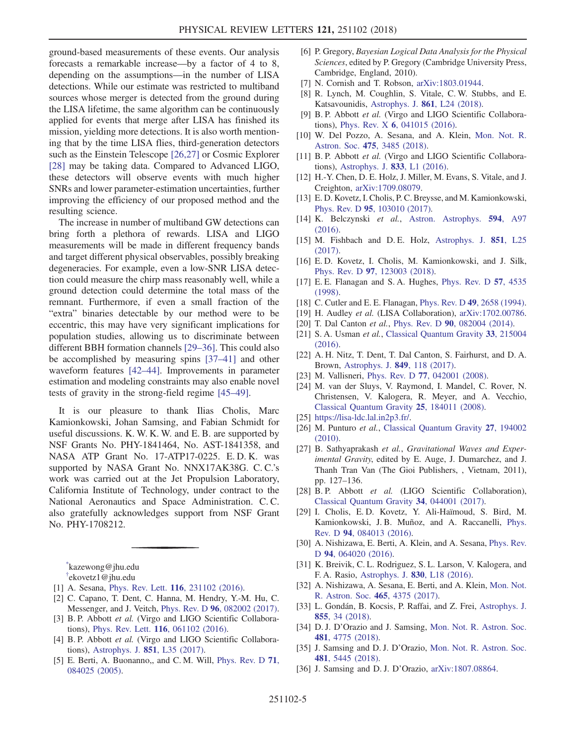ground-based measurements of these events. Our analysis forecasts a remarkable increase—by a factor of 4 to 8, depending on the assumptions—in the number of LISA detections. While our estimate was restricted to multiband sources whose merger is detected from the ground during the LISA lifetime, the same algorithm can be continuously applied for events that merge after LISA has finished its mission, yielding more detections. It is also worth mentioning that by the time LISA flies, third-generation detectors such as the Einstein Telescope [26,27] or Cosmic Explorer [28] may be taking data. Compared to Advanced LIGO, these detectors will observe events with much higher SNRs and lower parameter-estimation uncertainties, further improving the efficiency of our proposed method and the resulting science.

The increase in number of multiband GW detections can bring forth a plethora of rewards. LISA and LIGO measurements will be made in different frequency bands and target different physical observables, possibly breaking degeneracies. For example, even a low-SNR LISA detection could measure the chirp mass reasonably well, while a ground detection could determine the total mass of the remnant. Furthermore, if even a small fraction of the "extra" binaries detectable by our method were to be eccentric, this may have very significant implications for population studies, allowing us to discriminate between different BBH formation channels [29–36]. This could also be accomplished by measuring spins [37–41] and other waveform features [42–44]. Improvements in parameter estimation and modeling constraints may also enable novel tests of gravity in the strong-field regime [45–49].

It is our pleasure to thank Ilias Cholis, Marc Kamionkowski, Johan Samsing, and Fabian Schmidt for useful discussions. K. W. K. W. and E. B. are supported by NSF Grants No. PHY-1841464, No. AST-1841358, and NASA ATP Grant No. 17-ATP17-0225. E. D. K. was supported by NASA Grant No. NNX17AK38G. C. C.'s work was carried out at the Jet Propulsion Laboratory, California Institute of Technology, under contract to the National Aeronautics and Space Administration. C. C. also gratefully acknowledges support from NSF Grant No. PHY-1708212.

---

[*]kazewong@jhu.edu
[†]ekovetz1@jhu.edu

[1] A. Sesana, Phys. Rev. Lett. **116**, 231102 (2016).
[2] C. Capano, T. Dent, C. Hanna, M. Hendry, Y.-M. Hu, C. Messenger, and J. Veitch, Phys. Rev. D **96**, 082002 (2017).
[3] B. P. Abbott *et al.* (Virgo and LIGO Scientific Collaborations), Phys. Rev. Lett. **116**, 061102 (2016).
[4] B. P. Abbott *et al.* (Virgo and LIGO Scientific Collaborations), Astrophys. J. **851**, L35 (2017).
[5] E. Berti, A. Buonanno,, and C. M. Will, Phys. Rev. D **71**, 084025 (2005).
[6] P. Gregory, *Bayesian Logical Data Analysis for the Physical Sciences*, edited by P. Gregory (Cambridge University Press, Cambridge, England, 2010).
[7] N. Cornish and T. Robson, arXiv:1803.01944.
[8] R. Lynch, M. Coughlin, S. Vitale, C. W. Stubbs, and E. Katsavounidis, Astrophys. J. **861**, L24 (2018).
[9] B. P. Abbott *et al.* (Virgo and LIGO Scientific Collaborations), Phys. Rev. X **6**, 041015 (2016).
[10] W. Del Pozzo, A. Sesana, and A. Klein, Mon. Not. R. Astron. Soc. **475**, 3485 (2018).
[11] B. P. Abbott *et al.* (Virgo and LIGO Scientific Collaborations), Astrophys. J. **833**, L1 (2016).
[12] H.-Y. Chen, D. E. Holz, J. Miller, M. Evans, S. Vitale, and J. Creighton, arXiv:1709.08079.
[13] E. D. Kovetz, I. Cholis, P. C. Breysse, and M. Kamionkowski, Phys. Rev. D **95**, 103010 (2017).
[14] K. Belczynski *et al.*, Astron. Astrophys. **594**, A97 (2016).
[15] M. Fishbach and D. E. Holz, Astrophys. J. **851**, L25 (2017).
[16] E. D. Kovetz, I. Cholis, M. Kamionkowski, and J. Silk, Phys. Rev. D **97**, 123003 (2018).
[17] E. E. Flanagan and S. A. Hughes, Phys. Rev. D **57**, 4535 (1998).
[18] C. Cutler and E. E. Flanagan, Phys. Rev. D **49**, 2658 (1994).
[19] H. Audley *et al.* (LISA Collaboration), arXiv:1702.00786.
[20] T. Dal Canton *et al.*, Phys. Rev. D **90**, 082004 (2014).
[21] S. A. Usman *et al.*, Classical Quantum Gravity **33**, 215004 (2016).
[22] A. H. Nitz, T. Dent, T. Dal Canton, S. Fairhurst, and D. A. Brown, Astrophys. J. **849**, 118 (2017).
[23] M. Vallisneri, Phys. Rev. D **77**, 042001 (2008).
[24] M. van der Sluys, V. Raymond, I. Mandel, C. Rover, N. Christensen, V. Kalogera, R. Meyer, and A. Vecchio, Classical Quantum Gravity **25**, 184011 (2008).
[25] https://lisa-ldc.lal.in2p3.fr/.
[26] M. Punturo *et al.*, Classical Quantum Gravity **27**, 194002 (2010).
[27] B. Sathyaprakash *et al.*, *Gravitational Waves and Experimental Gravity*, edited by E. Auge, J. Dumarchez, and J. Thanh Tran Van (The Gioi Publishers, , Vietnam, 2011), pp. 127–136.
[28] B. P. Abbott *et al.* (LIGO Scientific Collaboration), Classical Quantum Gravity **34**, 044001 (2017).
[29] I. Cholis, E. D. Kovetz, Y. Ali-Haïmoud, S. Bird, M. Kamionkowski, J. B. Muñoz, and A. Raccanelli, Phys. Rev. D **94**, 084013 (2016).
[30] A. Nishizawa, E. Berti, A. Klein, and A. Sesana, Phys. Rev. D **94**, 064020 (2016).
[31] K. Breivik, C. L. Rodriguez, S. L. Larson, V. Kalogera, and F. A. Rasio, Astrophys. J. **830**, L18 (2016).
[32] A. Nishizawa, A. Sesana, E. Berti, and A. Klein, Mon. Not. R. Astron. Soc. **465**, 4375 (2017).
[33] L. Gondán, B. Kocsis, P. Raffai, and Z. Frei, Astrophys. J. **855**, 34 (2018).
[34] D. J. D'Orazio and J. Samsing, Mon. Not. R. Astron. Soc. **481**, 4775 (2018).
[35] J. Samsing and D. J. D'Orazio, Mon. Not. R. Astron. Soc. **481**, 5445 (2018).
[36] J. Samsing and D. J. D'Orazio, arXiv:1807.08864.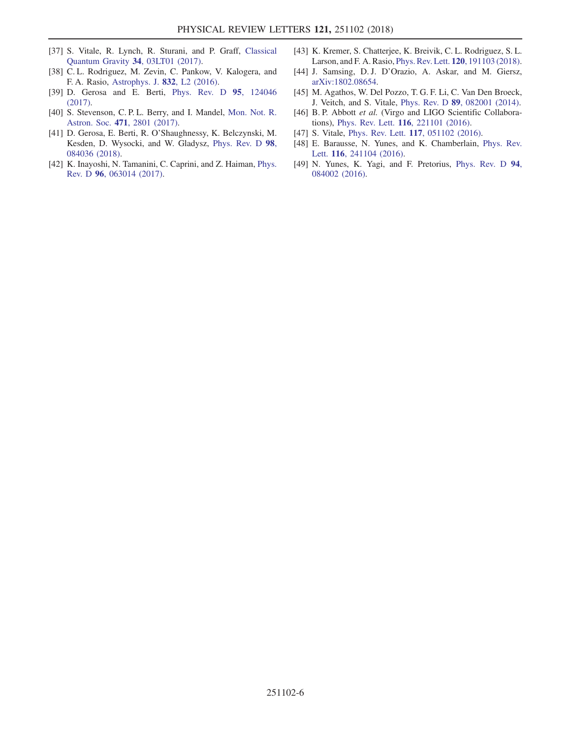[37] S. Vitale, R. Lynch, R. Sturani, and P. Graff, Classical Quantum Gravity **34**, 03LT01 (2017).

[38] C. L. Rodriguez, M. Zevin, C. Pankow, V. Kalogera, and F. A. Rasio, Astrophys. J. **832**, L2 (2016).

[39] D. Gerosa and E. Berti, Phys. Rev. D **95**, 124046 (2017).

[40] S. Stevenson, C. P. L. Berry, and I. Mandel, Mon. Not. R. Astron. Soc. **471**, 2801 (2017).

[41] D. Gerosa, E. Berti, R. O'Shaughnessy, K. Belczynski, M. Kesden, D. Wysocki, and W. Gladysz, Phys. Rev. D **98**, 084036 (2018).

[42] K. Inayoshi, N. Tamanini, C. Caprini, and Z. Haiman, Phys. Rev. D **96**, 063014 (2017).

[43] K. Kremer, S. Chatterjee, K. Breivik, C. L. Rodriguez, S. L. Larson, and F. A. Rasio, Phys. Rev. Lett. **120**, 191103 (2018).

[44] J. Samsing, D. J. D'Orazio, A. Askar, and M. Giersz, arXiv:1802.08654.

[45] M. Agathos, W. Del Pozzo, T. G. F. Li, C. Van Den Broeck, J. Veitch, and S. Vitale, Phys. Rev. D **89**, 082001 (2014).

[46] B. P. Abbott *et al.* (Virgo and LIGO Scientific Collaborations), Phys. Rev. Lett. **116**, 221101 (2016).

[47] S. Vitale, Phys. Rev. Lett. **117**, 051102 (2016).

[48] E. Barausse, N. Yunes, and K. Chamberlain, Phys. Rev. Lett. **116**, 241104 (2016).

[49] N. Yunes, K. Yagi, and F. Pretorius, Phys. Rev. D **94**, 084002 (2016).